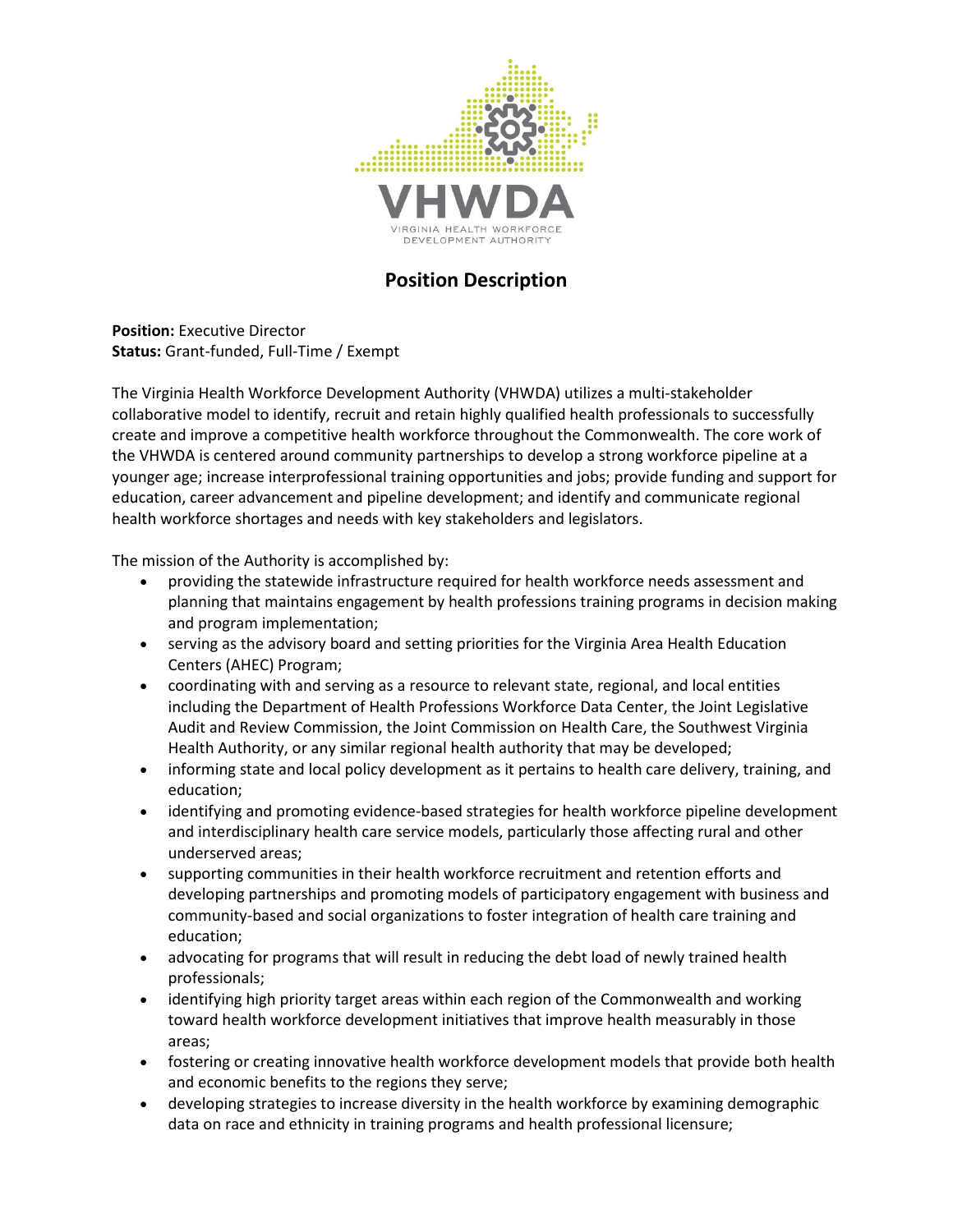VHWDA

VIRGINIA HEALTH WORKFORCE DEVELOPMENT AUTHORITY

# Position Description

**Position:** Executive Director
**Status:** Grant-funded, Full-Time / Exempt

The Virginia Health Workforce Development Authority (VHWDA) utilizes a multi-stakeholder collaborative model to identify, recruit and retain highly qualified health professionals to successfully create and improve a competitive health workforce throughout the Commonwealth. The core work of the VHWDA is centered around community partnerships to develop a strong workforce pipeline at a younger age; increase interprofessional training opportunities and jobs; provide funding and support for education, career advancement and pipeline development; and identify and communicate regional health workforce shortages and needs with key stakeholders and legislators.

The mission of the Authority is accomplished by:

- providing the statewide infrastructure required for health workforce needs assessment and planning that maintains engagement by health professions training programs in decision making and program implementation;
- serving as the advisory board and setting priorities for the Virginia Area Health Education Centers (AHEC) Program;
- coordinating with and serving as a resource to relevant state, regional, and local entities including the Department of Health Professions Workforce Data Center, the Joint Legislative Audit and Review Commission, the Joint Commission on Health Care, the Southwest Virginia Health Authority, or any similar regional health authority that may be developed;
- informing state and local policy development as it pertains to health care delivery, training, and education;
- identifying and promoting evidence-based strategies for health workforce pipeline development and interdisciplinary health care service models, particularly those affecting rural and other underserved areas;
- supporting communities in their health workforce recruitment and retention efforts and developing partnerships and promoting models of participatory engagement with business and community-based and social organizations to foster integration of health care training and education;
- advocating for programs that will result in reducing the debt load of newly trained health professionals;
- identifying high priority target areas within each region of the Commonwealth and working toward health workforce development initiatives that improve health measurably in those areas;
- fostering or creating innovative health workforce development models that provide both health and economic benefits to the regions they serve;
- developing strategies to increase diversity in the health workforce by examining demographic data on race and ethnicity in training programs and health professional licensure;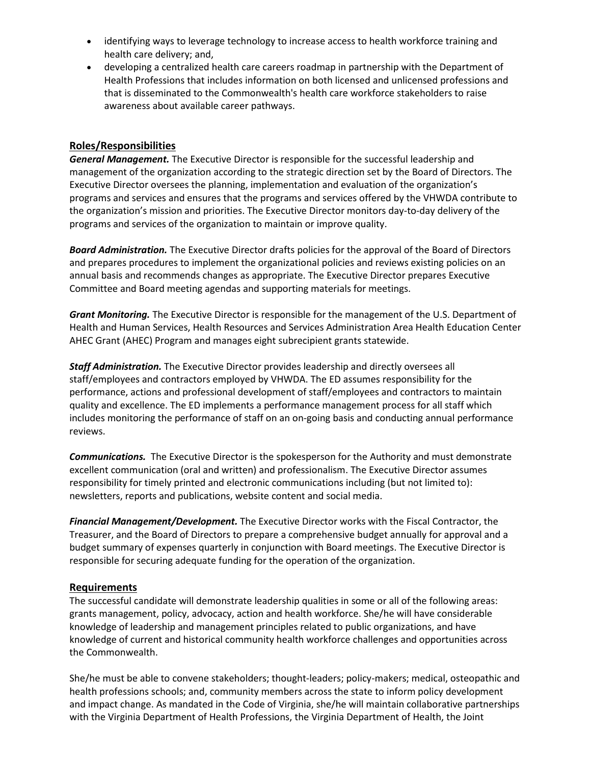- identifying ways to leverage technology to increase access to health workforce training and health care delivery; and,
- developing a centralized health care careers roadmap in partnership with the Department of Health Professions that includes information on both licensed and unlicensed professions and that is disseminated to the Commonwealth's health care workforce stakeholders to raise awareness about available career pathways.

## Roles/Responsibilities

***General Management.*** The Executive Director is responsible for the successful leadership and management of the organization according to the strategic direction set by the Board of Directors. The Executive Director oversees the planning, implementation and evaluation of the organization's programs and services and ensures that the programs and services offered by the VHWDA contribute to the organization's mission and priorities. The Executive Director monitors day-to-day delivery of the programs and services of the organization to maintain or improve quality.

***Board Administration.*** The Executive Director drafts policies for the approval of the Board of Directors and prepares procedures to implement the organizational policies and reviews existing policies on an annual basis and recommends changes as appropriate. The Executive Director prepares Executive Committee and Board meeting agendas and supporting materials for meetings.

***Grant Monitoring.*** The Executive Director is responsible for the management of the U.S. Department of Health and Human Services, Health Resources and Services Administration Area Health Education Center AHEC Grant (AHEC) Program and manages eight subrecipient grants statewide.

***Staff Administration.*** The Executive Director provides leadership and directly oversees all staff/employees and contractors employed by VHWDA. The ED assumes responsibility for the performance, actions and professional development of staff/employees and contractors to maintain quality and excellence. The ED implements a performance management process for all staff which includes monitoring the performance of staff on an on-going basis and conducting annual performance reviews.

***Communications.*** The Executive Director is the spokesperson for the Authority and must demonstrate excellent communication (oral and written) and professionalism. The Executive Director assumes responsibility for timely printed and electronic communications including (but not limited to): newsletters, reports and publications, website content and social media.

***Financial Management/Development.*** The Executive Director works with the Fiscal Contractor, the Treasurer, and the Board of Directors to prepare a comprehensive budget annually for approval and a budget summary of expenses quarterly in conjunction with Board meetings. The Executive Director is responsible for securing adequate funding for the operation of the organization.

## Requirements

The successful candidate will demonstrate leadership qualities in some or all of the following areas: grants management, policy, advocacy, action and health workforce. She/he will have considerable knowledge of leadership and management principles related to public organizations, and have knowledge of current and historical community health workforce challenges and opportunities across the Commonwealth.

She/he must be able to convene stakeholders; thought-leaders; policy-makers; medical, osteopathic and health professions schools; and, community members across the state to inform policy development and impact change. As mandated in the Code of Virginia, she/he will maintain collaborative partnerships with the Virginia Department of Health Professions, the Virginia Department of Health, the Joint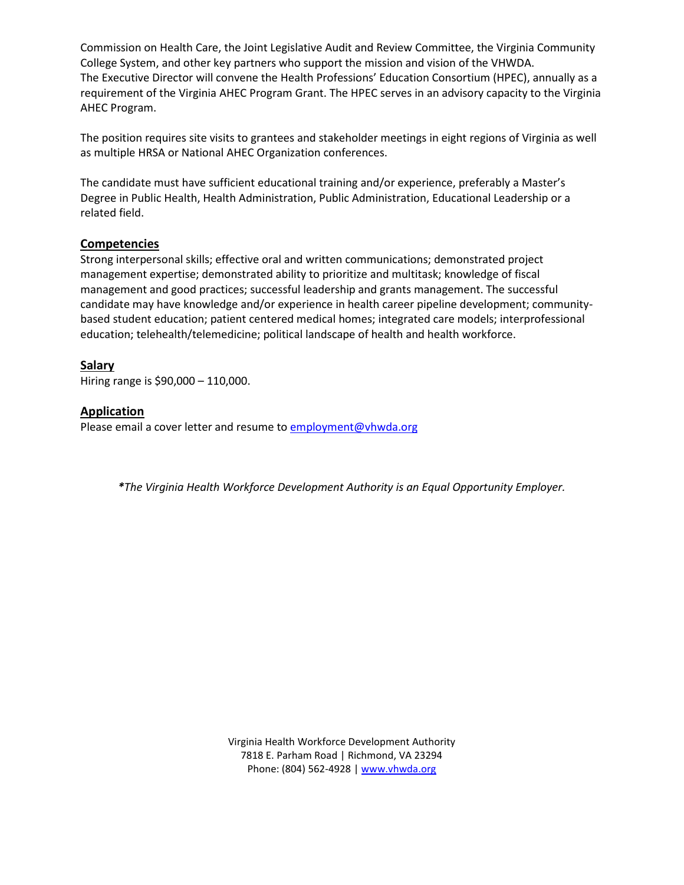Commission on Health Care, the Joint Legislative Audit and Review Committee, the Virginia Community College System, and other key partners who support the mission and vision of the VHWDA.
The Executive Director will convene the Health Professions' Education Consortium (HPEC), annually as a requirement of the Virginia AHEC Program Grant. The HPEC serves in an advisory capacity to the Virginia AHEC Program.

The position requires site visits to grantees and stakeholder meetings in eight regions of Virginia as well as multiple HRSA or National AHEC Organization conferences.

The candidate must have sufficient educational training and/or experience, preferably a Master's Degree in Public Health, Health Administration, Public Administration, Educational Leadership or a related field.

## Competencies

Strong interpersonal skills; effective oral and written communications; demonstrated project management expertise; demonstrated ability to prioritize and multitask; knowledge of fiscal management and good practices; successful leadership and grants management. The successful candidate may have knowledge and/or experience in health career pipeline development; community-based student education; patient centered medical homes; integrated care models; interprofessional education; telehealth/telemedicine; political landscape of health and health workforce.

## Salary

Hiring range is $90,000 – 110,000.

## Application

Please email a cover letter and resume to employment@vhwda.org

*\*The Virginia Health Workforce Development Authority is an Equal Opportunity Employer.*

Virginia Health Workforce Development Authority
7818 E. Parham Road | Richmond, VA 23294
Phone: (804) 562-4928 | www.vhwda.org